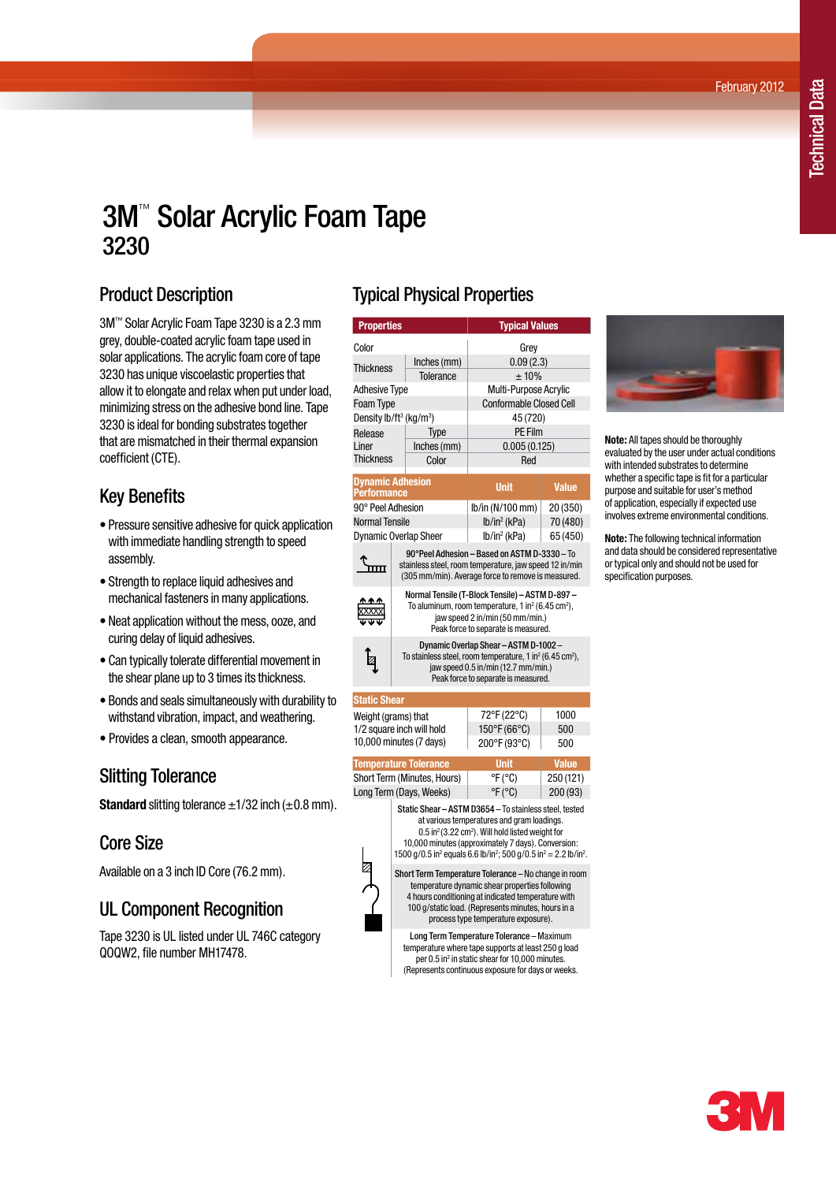# 3M™ Solar Acrylic Foam Tape 3230

## Product Description

3M™ Solar Acrylic Foam Tape 3230 is a 2.3 mm grey, double-coated acrylic foam tape used in solar applications. The acrylic foam core of tape 3230 has unique viscoelastic properties that allow it to elongate and relax when put under load, minimizing stress on the adhesive bond line. Tape 3230 is ideal for bonding substrates together that are mismatched in their thermal expansion coefficient (CTE).

## Key Benefits

- Pressure sensitive adhesive for quick application with immediate handling strength to speed assembly.
- Strength to replace liquid adhesives and mechanical fasteners in many applications.
- Neat application without the mess, ooze, and curing delay of liquid adhesives.
- Can typically tolerate differential movement in the shear plane up to 3 times its thickness.
- Bonds and seals simultaneously with durability to withstand vibration, impact, and weathering.
- Provides a clean, smooth appearance.

## Slitting Tolerance

**Standard** slitting tolerance ±1/32 inch (±0.8 mm).

## Core Size

Available on a 3 inch ID Core (76.2 mm).

## UL Component Recognition

Tape 3230 is UL listed under UL 746C category QOQW2, file number MH17478.

## Typical Physical Properties

| Properties | | Typical Values |
|---|---|---|
| Color | | Grey |
| Thickness | Inches (mm) | 0.09 (2.3) |
| | Tolerance | ± 10% |
| Adhesive Type | | Multi-Purpose Acrylic |
| Foam Type | | Conformable Closed Cell |
| Density lb/ft$^3$ (kg/m$^3$) | | 45 (720) |
| Release Liner Thickness | Type | PE Film |
| | Inches (mm) | 0.005 (0.125) |
| | Color | Red |

| Dynamic Adhesion Performance | Unit | Value |
|---|---|---|
| 90° Peel Adhesion | lb/in (N/100 mm) | 20 (350) |
| Normal Tensile | lb/in$^2$ (kPa) | 70 (480) |
| Dynamic Overlap Sheer | lb/in$^2$ (kPa) | 65 (450) |

**90°Peel Adhesion – Based on ASTM D-3330** – To stainless steel, room temperature, jaw speed 12 in/min (305 mm/min). Average force to remove is measured.

**Normal Tensile (T-Block Tensile) – ASTM D-897** – To aluminum, room temperature, 1 in$^2$ (6.45 cm$^2$), jaw speed 2 in/min (50 mm/min.) Peak force to separate is measured.

**Dynamic Overlap Shear – ASTM D-1002** – To stainless steel, room temperature, 1 in$^2$ (6.45 cm$^2$), jaw speed 0.5 in/min (12.7 mm/min.) Peak force to separate is measured.

| Static Shear | | |
|---|---|---|
| Weight (grams) that 1/2 square inch will hold 10,000 minutes (7 days) | 72°F (22°C) | 1000 |
| | 150°F (66°C) | 500 |
| | 200°F (93°C) | 500 |

| Temperature Tolerance | Unit | Value |
|---|---|---|
| Short Term (Minutes, Hours) | °F (°C) | 250 (121) |
| Long Term (Days, Weeks) | °F (°C) | 200 (93) |

**Static Shear – ASTM D3654** – To stainless steel, tested at various temperatures and gram loadings. 0.5 in$^2$ (3.22 cm$^2$). Will hold listed weight for 10,000 minutes (approximately 7 days). Conversion: 1500 g/0.5 in$^2$ equals 6.6 lb/in$^2$; 500 g/0.5 in$^2$ = 2.2 lb/in$^2$.

**Short Term Temperature Tolerance** – No change in room temperature dynamic shear properties following 4 hours conditioning at indicated temperature with 100 g/static load. (Represents minutes, hours in a process type temperature exposure).

**Long Term Temperature Tolerance** – Maximum temperature where tape supports at least 250 g load per 0.5 in$^2$ in static shear for 10,000 minutes. (Represents continuous exposure for days or weeks.

**Note:** All tapes should be thoroughly evaluated by the user under actual conditions with intended substrates to determine whether a specific tape is fit for a particular purpose and suitable for user's method of application, especially if expected use involves extreme environmental conditions.

**Note:** The following technical information and data should be considered representative or typical only and should not be used for specification purposes.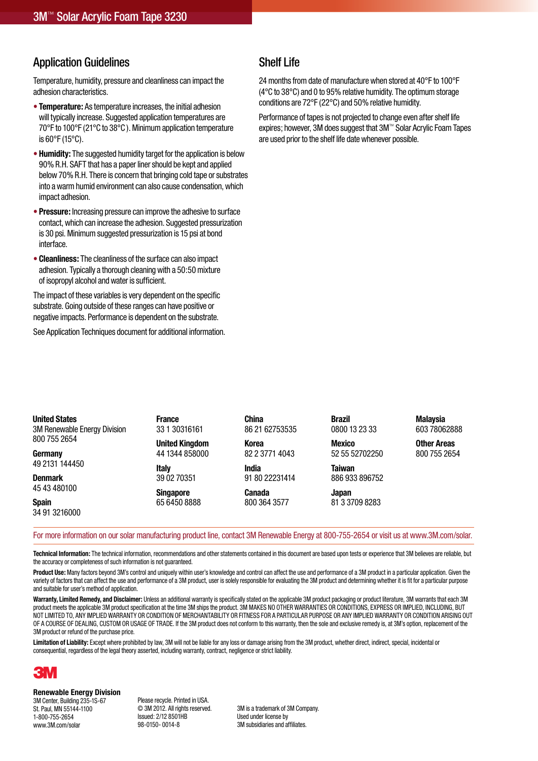## Application Guidelines

Temperature, humidity, pressure and cleanliness can impact the adhesion characteristics.

- **Temperature:** As temperature increases, the initial adhesion will typically increase. Suggested application temperatures are 70°F to 100°F (21°C to 38°C). Minimum application temperature is 60°F (15°C).
- **Humidity:** The suggested humidity target for the application is below 90% R.H. SAFT that has a paper liner should be kept and applied below 70% R.H. There is concern that bringing cold tape or substrates into a warm humid environment can also cause condensation, which impact adhesion.
- **Pressure:** Increasing pressure can improve the adhesive to surface contact, which can increase the adhesion. Suggested pressurization is 30 psi. Minimum suggested pressurization is 15 psi at bond interface.
- **Cleanliness:** The cleanliness of the surface can also impact adhesion. Typically a thorough cleaning with a 50:50 mixture of isopropyl alcohol and water is sufficient.

The impact of these variables is very dependent on the specific substrate. Going outside of these ranges can have positive or negative impacts. Performance is dependent on the substrate.

See Application Techniques document for additional information.

## Shelf Life

24 months from date of manufacture when stored at 40°F to 100°F (4°C to 38°C) and 0 to 95% relative humidity. The optimum storage conditions are 72°F (22°C) and 50% relative humidity.

Performance of tapes is not projected to change even after shelf life expires; however, 3M does suggest that 3M™ Solar Acrylic Foam Tapes are used prior to the shelf life date whenever possible.

**United States**
3M Renewable Energy Division
800 755 2654

**Germany**
49 2131 144450

**Denmark**
45 43 480100

**Spain**
34 91 3216000

**France**
33 1 30316161

**United Kingdom**
44 1344 858000

**Italy**
39 02 70351

**Singapore**
65 6450 8888

**China**
86 21 62753535

**Korea**
82 2 3771 4043

**India**
91 80 22231414

**Canada**
800 364 3577

**Brazil**
0800 13 23 33

**Mexico**
52 55 52702250

**Taiwan**
886 933 896752

**Japan**
81 3 3709 8283

**Malaysia**
603 78062888

**Other Areas**
800 755 2654

For more information on our solar manufacturing product line, contact 3M Renewable Energy at 800-755-2654 or visit us at www.3M.com/solar.

**Technical Information:** The technical information, recommendations and other statements contained in this document are based upon tests or experience that 3M believes are reliable, but the accuracy or completeness of such information is not guaranteed.

**Product Use:** Many factors beyond 3M's control and uniquely within user's knowledge and control can affect the use and performance of a 3M product in a particular application. Given the variety of factors that can affect the use and performance of a 3M product, user is solely responsible for evaluating the 3M product and determining whether it is fit for a particular purpose and suitable for user's method of application.

**Warranty, Limited Remedy, and Disclaimer:** Unless an additional warranty is specifically stated on the applicable 3M product packaging or product literature, 3M warrants that each 3M product meets the applicable 3M product specification at the time 3M ships the product. 3M MAKES NO OTHER WARRANTIES OR CONDITIONS, EXPRESS OR IMPLIED, INCLUDING, BUT NOT LIMITED TO, ANY IMPLIED WARRANTY OR CONDITION OF MERCHANTABILITY OR FITNESS FOR A PARTICULAR PURPOSE OR ANY IMPLIED WARRANTY OR CONDITION ARISING OUT OF A COURSE OF DEALING, CUSTOM OR USAGE OF TRADE. If the 3M product does not conform to this warranty, then the sole and exclusive remedy is, at 3M's option, replacement of the 3M product or refund of the purchase price.

**Limitation of Liability:** Except where prohibited by law, 3M will not be liable for any loss or damage arising from the 3M product, whether direct, indirect, special, incidental or consequential, regardless of the legal theory asserted, including warranty, contract, negligence or strict liability.

3M

**Renewable Energy Division**
3M Center, Building 235-1S-67
St. Paul, MN 55144-1100
1-800-755-2654
www.3M.com/solar

Please recycle. Printed in USA.
© 3M 2012. All rights reserved.
Issued: 2/12 8501HB
98-0150- 0014-8

3M is a trademark of 3M Company.
Used under license by
3M subsidiaries and affiliates.